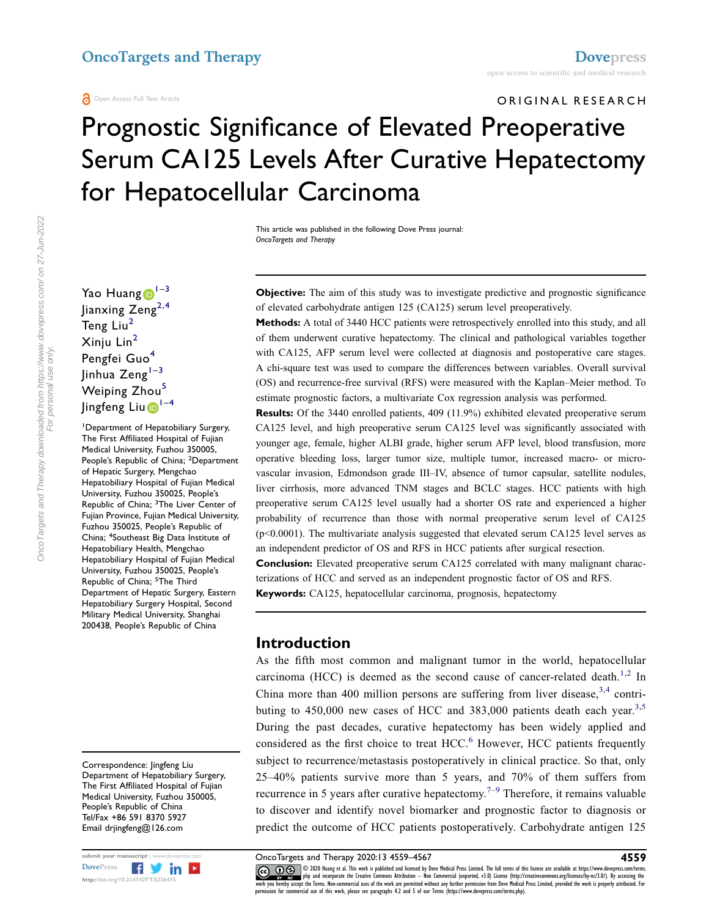ORIGINAL RESEARCH

# Prognostic Significance of Elevated Preoperative Serum CA125 Levels After Curative Hepatectomy for Hepatocellular Carcinoma

This article was published in the following Dove Press journal:
*OncoTargets and Therapy*

Yao Huang[1–3]
Jianxing Zeng[2,4]
Teng Liu[2]
Xinju Lin[2]
Pengfei Guo[4]
Jinhua Zeng[1–3]
Weiping Zhou[5]
Jingfeng Liu[1–4]

[1]Department of Hepatobiliary Surgery, The First Affiliated Hospital of Fujian Medical University, Fuzhou 350005, People's Republic of China; [2]Department of Hepatic Surgery, Mengchao Hepatobiliary Hospital of Fujian Medical University, Fuzhou 350025, People's Republic of China; [3]The Liver Center of Fujian Province, Fujian Medical University, Fuzhou 350025, People's Republic of China; [4]Southeast Big Data Institute of Hepatobiliary Health, Mengchao Hepatobiliary Hospital of Fujian Medical University, Fuzhou 350025, People's Republic of China; [5]The Third Department of Hepatic Surgery, Eastern Hepatobiliary Surgery Hospital, Second Military Medical University, Shanghai 200438, People's Republic of China

Correspondence: Jingfeng Liu
Department of Hepatobiliary Surgery, The First Affiliated Hospital of Fujian Medical University, Fuzhou 350005, People's Republic of China
Tel/Fax +86 591 8370 5927
Email drjingfeng@126.com

**Objective:** The aim of this study was to investigate predictive and prognostic significance of elevated carbohydrate antigen 125 (CA125) serum level preoperatively.

**Methods:** A total of 3440 HCC patients were retrospectively enrolled into this study, and all of them underwent curative hepatectomy. The clinical and pathological variables together with CA125, AFP serum level were collected at diagnosis and postoperative care stages. A chi-square test was used to compare the differences between variables. Overall survival (OS) and recurrence-free survival (RFS) were measured with the Kaplan–Meier method. To estimate prognostic factors, a multivariate Cox regression analysis was performed.

**Results:** Of the 3440 enrolled patients, 409 (11.9%) exhibited elevated preoperative serum CA125 level, and high preoperative serum CA125 level was significantly associated with younger age, female, higher ALBI grade, higher serum AFP level, blood transfusion, more operative bleeding loss, larger tumor size, multiple tumor, increased macro- or micro-vascular invasion, Edmondson grade III–IV, absence of tumor capsular, satellite nodules, liver cirrhosis, more advanced TNM stages and BCLC stages. HCC patients with high preoperative serum CA125 level usually had a shorter OS rate and experienced a higher probability of recurrence than those with normal preoperative serum level of CA125 ($p<0.0001$). The multivariate analysis suggested that elevated serum CA125 level serves as an independent predictor of OS and RFS in HCC patients after surgical resection.

**Conclusion:** Elevated preoperative serum CA125 correlated with many malignant characterizations of HCC and served as an independent prognostic factor of OS and RFS.

**Keywords:** CA125, hepatocellular carcinoma, prognosis, hepatectomy

## Introduction

As the fifth most common and malignant tumor in the world, hepatocellular carcinoma (HCC) is deemed as the second cause of cancer-related death.[1,2] In China more than 400 million persons are suffering from liver disease,[3,4] contributing to 450,000 new cases of HCC and 383,000 patients death each year.[3,5] During the past decades, curative hepatectomy has been widely applied and considered as the first choice to treat HCC.[6] However, HCC patients frequently subject to recurrence/metastasis postoperatively in clinical practice. So that, only 25–40% patients survive more than 5 years, and 70% of them suffers from recurrence in 5 years after curative hepatectomy.[7–9] Therefore, it remains valuable to discover and identify novel biomarker and prognostic factor to diagnosis or predict the outcome of HCC patients postoperatively. Carbohydrate antigen 125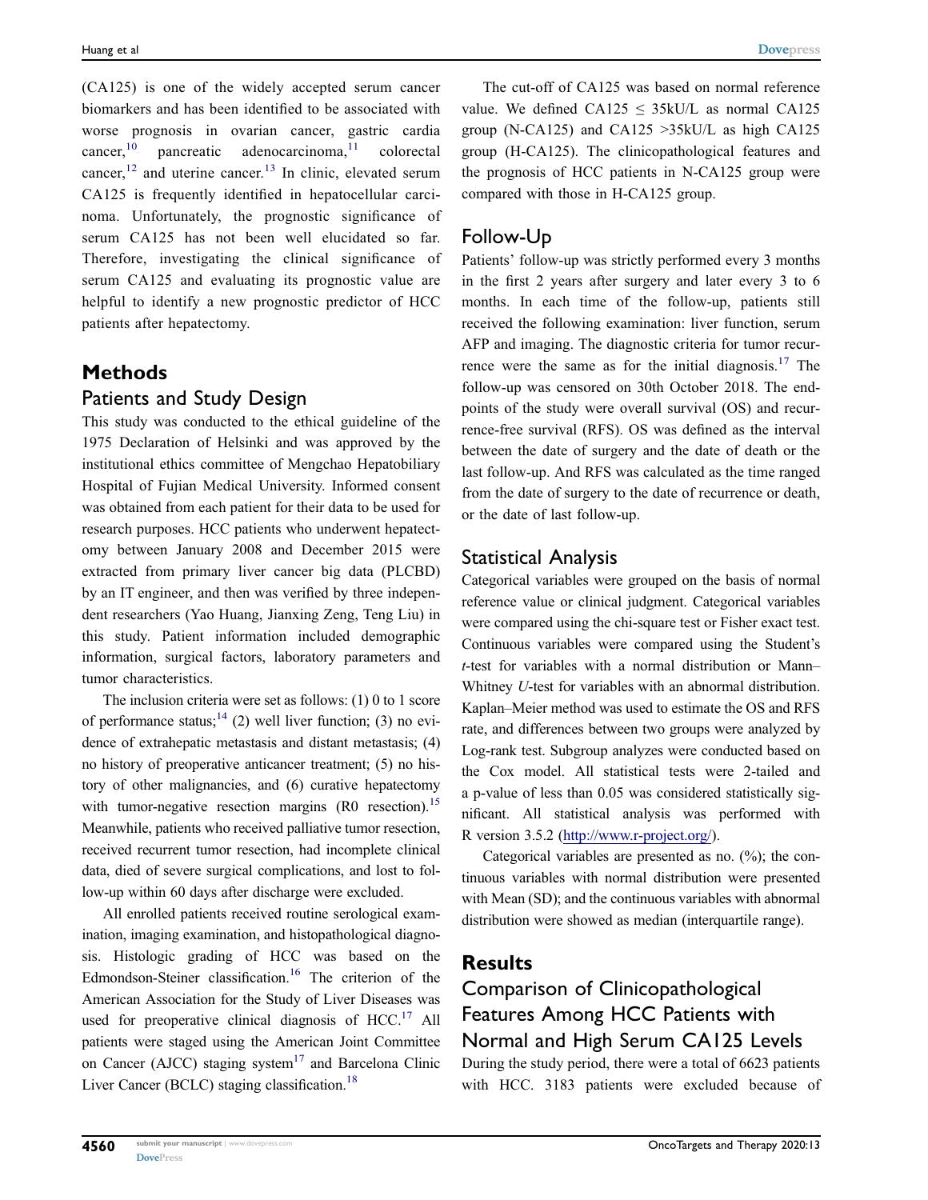(CA125) is one of the widely accepted serum cancer biomarkers and has been identified to be associated with worse prognosis in ovarian cancer, gastric cardia cancer,[10] pancreatic adenocarcinoma,[11] colorectal cancer,[12] and uterine cancer.[13] In clinic, elevated serum CA125 is frequently identified in hepatocellular carcinoma. Unfortunately, the prognostic significance of serum CA125 has not been well elucidated so far. Therefore, investigating the clinical significance of serum CA125 and evaluating its prognostic value are helpful to identify a new prognostic predictor of HCC patients after hepatectomy.

## Methods

### Patients and Study Design

This study was conducted to the ethical guideline of the 1975 Declaration of Helsinki and was approved by the institutional ethics committee of Mengchao Hepatobiliary Hospital of Fujian Medical University. Informed consent was obtained from each patient for their data to be used for research purposes. HCC patients who underwent hepatectomy between January 2008 and December 2015 were extracted from primary liver cancer big data (PLCBD) by an IT engineer, and then was verified by three independent researchers (Yao Huang, Jianxing Zeng, Teng Liu) in this study. Patient information included demographic information, surgical factors, laboratory parameters and tumor characteristics.

The inclusion criteria were set as follows: (1) 0 to 1 score of performance status;[14] (2) well liver function; (3) no evidence of extrahepatic metastasis and distant metastasis; (4) no history of preoperative anticancer treatment; (5) no history of other malignancies, and (6) curative hepatectomy with tumor-negative resection margins (R0 resection).[15] Meanwhile, patients who received palliative tumor resection, received recurrent tumor resection, had incomplete clinical data, died of severe surgical complications, and lost to follow-up within 60 days after discharge were excluded.

All enrolled patients received routine serological examination, imaging examination, and histopathological diagnosis. Histologic grading of HCC was based on the Edmondson-Steiner classification.[16] The criterion of the American Association for the Study of Liver Diseases was used for preoperative clinical diagnosis of HCC.[17] All patients were staged using the American Joint Committee on Cancer (AJCC) staging system[17] and Barcelona Clinic Liver Cancer (BCLC) staging classification.[18]

The cut-off of CA125 was based on normal reference value. We defined CA125 ≤ 35kU/L as normal CA125 group (N-CA125) and CA125 >35kU/L as high CA125 group (H-CA125). The clinicopathological features and the prognosis of HCC patients in N-CA125 group were compared with those in H-CA125 group.

### Follow-Up

Patients' follow-up was strictly performed every 3 months in the first 2 years after surgery and later every 3 to 6 months. In each time of the follow-up, patients still received the following examination: liver function, serum AFP and imaging. The diagnostic criteria for tumor recurrence were the same as for the initial diagnosis.[17] The follow-up was censored on 30th October 2018. The endpoints of the study were overall survival (OS) and recurrence-free survival (RFS). OS was defined as the interval between the date of surgery and the date of death or the last follow-up. And RFS was calculated as the time ranged from the date of surgery to the date of recurrence or death, or the date of last follow-up.

### Statistical Analysis

Categorical variables were grouped on the basis of normal reference value or clinical judgment. Categorical variables were compared using the chi-square test or Fisher exact test. Continuous variables were compared using the Student's *t*-test for variables with a normal distribution or Mann–Whitney *U*-test for variables with an abnormal distribution. Kaplan–Meier method was used to estimate the OS and RFS rate, and differences between two groups were analyzed by Log-rank test. Subgroup analyzes were conducted based on the Cox model. All statistical tests were 2-tailed and a p-value of less than 0.05 was considered statistically significant. All statistical analysis was performed with R version 3.5.2 (http://www.r-project.org/).

Categorical variables are presented as no. (%); the continuous variables with normal distribution were presented with Mean (SD); and the continuous variables with abnormal distribution were showed as median (interquartile range).

## Results

### Comparison of Clinicopathological Features Among HCC Patients with Normal and High Serum CA125 Levels

During the study period, there were a total of 6623 patients with HCC. 3183 patients were excluded because of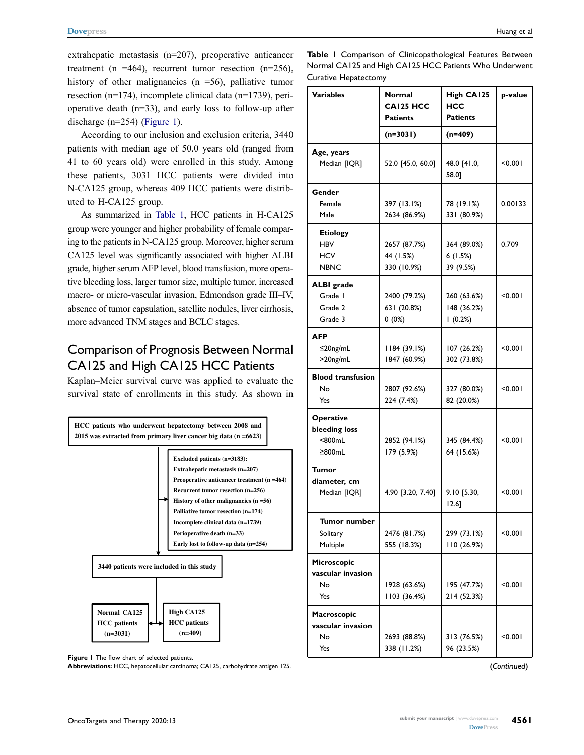extrahepatic metastasis (n=207), preoperative anticancer treatment (n =464), recurrent tumor resection (n=256), history of other malignancies (n =56), palliative tumor resection (n=174), incomplete clinical data (n=1739), perioperative death (n=33), and early loss to follow-up after discharge (n=254) (Figure 1).

According to our inclusion and exclusion criteria, 3440 patients with median age of 50.0 years old (ranged from 41 to 60 years old) were enrolled in this study. Among these patients, 3031 HCC patients were divided into N-CA125 group, whereas 409 HCC patients were distributed to H-CA125 group.

As summarized in Table 1, HCC patients in H-CA125 group were younger and higher probability of female comparing to the patients in N-CA125 group. Moreover, higher serum CA125 level was significantly associated with higher ALBI grade, higher serum AFP level, blood transfusion, more operative bleeding loss, larger tumor size, multiple tumor, increased macro- or micro-vascular invasion, Edmondson grade III–IV, absence of tumor capsulation, satellite nodules, liver cirrhosis, more advanced TNM stages and BCLC stages.

## Comparison of Prognosis Between Normal CA125 and High CA125 HCC Patients

Kaplan–Meier survival curve was applied to evaluate the survival state of enrollments in this study. As shown in

HCC patients who underwent hepatectomy between 2008 and 2015 was extracted from primary liver cancer big data (n =6623)

Excluded patients (n=3183):
Extrahepatic metastasis (n=207)
Preoperative anticancer treatment (n =464)
Recurrent tumor resection (n=256)
History of other malignancies (n =56)
Palliative tumor resection (n=174)
Incomplete clinical data (n=1739)
Perioperative death (n=33)
Early lost to follow-up data (n=254)

3440 patients were included in this study

Normal CA125 HCC patients (n=3031) | High CA125 HCC patients (n=409)

**Figure 1** The flow chart of selected patients.
**Abbreviations:** HCC, hepatocellular carcinoma; CA125, carbohydrate antigen 125.

**Table 1** Comparison of Clinicopathological Features Between Normal CA125 and High CA125 HCC Patients Who Underwent Curative Hepatectomy

| Variables | Normal CA125 HCC Patients (n=3031) | High CA125 HCC Patients (n=409) | p-value |
|---|---|---|---|
| **Age, years** | | | |
| Median [IQR] | 52.0 [45.0, 60.0] | 48.0 [41.0, 58.0] | <0.001 |
| **Gender** | | | |
| Female | 397 (13.1%) | 78 (19.1%) | 0.00133 |
| Male | 2634 (86.9%) | 331 (80.9%) | |
| **Etiology** | | | |
| HBV | 2657 (87.7%) | 364 (89.0%) | 0.709 |
| HCV | 44 (1.5%) | 6 (1.5%) | |
| NBNC | 330 (10.9%) | 39 (9.5%) | |
| **ALBI grade** | | | |
| Grade 1 | 2400 (79.2%) | 260 (63.6%) | <0.001 |
| Grade 2 | 631 (20.8%) | 148 (36.2%) | |
| Grade 3 | 0 (0%) | 1 (0.2%) | |
| **AFP** | | | |
| ≤20ng/mL | 1184 (39.1%) | 107 (26.2%) | <0.001 |
| >20ng/mL | 1847 (60.9%) | 302 (73.8%) | |
| **Blood transfusion** | | | |
| No | 2807 (92.6%) | 327 (80.0%) | <0.001 |
| Yes | 224 (7.4%) | 82 (20.0%) | |
| **Operative bleeding loss** | | | |
| <800mL | 2852 (94.1%) | 345 (84.4%) | <0.001 |
| ≥800mL | 179 (5.9%) | 64 (15.6%) | |
| **Tumor diameter, cm** | | | |
| Median [IQR] | 4.90 [3.20, 7.40] | 9.10 [5.30, 12.6] | <0.001 |
| **Tumor number** | | | |
| Solitary | 2476 (81.7%) | 299 (73.1%) | <0.001 |
| Multiple | 555 (18.3%) | 110 (26.9%) | |
| **Microscopic vascular invasion** | | | |
| No | 1928 (63.6%) | 195 (47.7%) | <0.001 |
| Yes | 1103 (36.4%) | 214 (52.3%) | |
| **Macroscopic vascular invasion** | | | |
| No | 2693 (88.8%) | 313 (76.5%) | <0.001 |
| Yes | 338 (11.2%) | 96 (23.5%) | |

(*Continued*)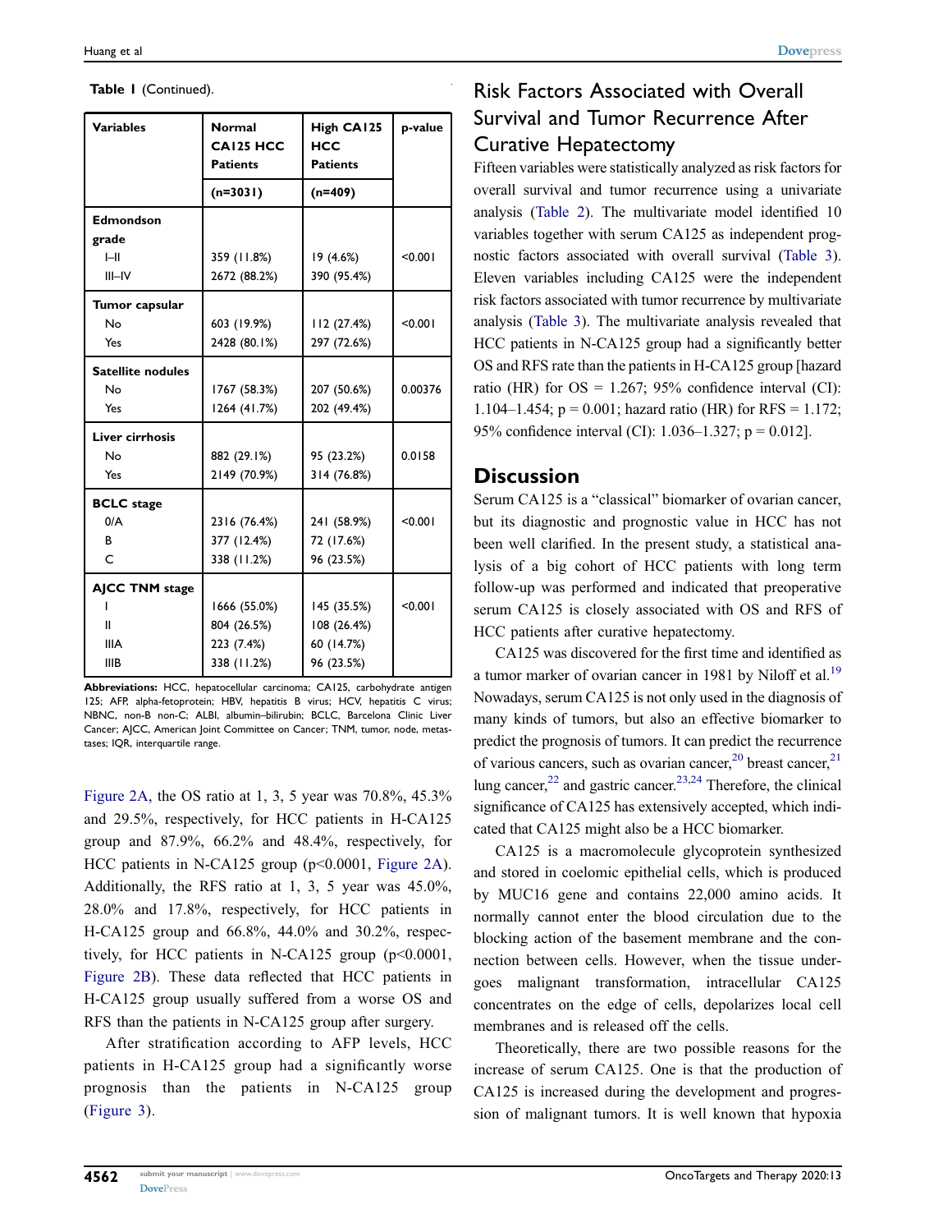**Table 1** (Continued).

| Variables | Normal CA125 HCC Patients | High CA125 HCC Patients | p-value |
|---|---|---|---|
| | (n=3031) | (n=409) | |
| **Edmondson grade** | | | |
| I–II | 359 (11.8%) | 19 (4.6%) | <0.001 |
| III–IV | 2672 (88.2%) | 390 (95.4%) | |
| **Tumor capsular** | | | |
| No | 603 (19.9%) | 112 (27.4%) | <0.001 |
| Yes | 2428 (80.1%) | 297 (72.6%) | |
| **Satellite nodules** | | | |
| No | 1767 (58.3%) | 207 (50.6%) | 0.00376 |
| Yes | 1264 (41.7%) | 202 (49.4%) | |
| **Liver cirrhosis** | | | |
| No | 882 (29.1%) | 95 (23.2%) | 0.0158 |
| Yes | 2149 (70.9%) | 314 (76.8%) | |
| **BCLC stage** | | | |
| 0/A | 2316 (76.4%) | 241 (58.9%) | <0.001 |
| B | 377 (12.4%) | 72 (17.6%) | |
| C | 338 (11.2%) | 96 (23.5%) | |
| **AJCC TNM stage** | | | |
| I | 1666 (55.0%) | 145 (35.5%) | <0.001 |
| II | 804 (26.5%) | 108 (26.4%) | |
| IIIA | 223 (7.4%) | 60 (14.7%) | |
| IIIB | 338 (11.2%) | 96 (23.5%) | |

**Abbreviations:** HCC, hepatocellular carcinoma; CA125, carbohydrate antigen 125; AFP, alpha-fetoprotein; HBV, hepatitis B virus; HCV, hepatitis C virus; NBNC, non-B non-C; ALBI, albumin–bilirubin; BCLC, Barcelona Clinic Liver Cancer; AJCC, American Joint Committee on Cancer; TNM, tumor, node, metastases; IQR, interquartile range.

Figure 2A, the OS ratio at 1, 3, 5 year was 70.8%, 45.3% and 29.5%, respectively, for HCC patients in H-CA125 group and 87.9%, 66.2% and 48.4%, respectively, for HCC patients in N-CA125 group (p<0.0001, Figure 2A). Additionally, the RFS ratio at 1, 3, 5 year was 45.0%, 28.0% and 17.8%, respectively, for HCC patients in H-CA125 group and 66.8%, 44.0% and 30.2%, respectively, for HCC patients in N-CA125 group (p<0.0001, Figure 2B). These data reflected that HCC patients in H-CA125 group usually suffered from a worse OS and RFS than the patients in N-CA125 group after surgery.

After stratification according to AFP levels, HCC patients in H-CA125 group had a significantly worse prognosis than the patients in N-CA125 group (Figure 3).

## Risk Factors Associated with Overall Survival and Tumor Recurrence After Curative Hepatectomy

Fifteen variables were statistically analyzed as risk factors for overall survival and tumor recurrence using a univariate analysis (Table 2). The multivariate model identified 10 variables together with serum CA125 as independent prognostic factors associated with overall survival (Table 3). Eleven variables including CA125 were the independent risk factors associated with tumor recurrence by multivariate analysis (Table 3). The multivariate analysis revealed that HCC patients in N-CA125 group had a significantly better OS and RFS rate than the patients in H-CA125 group [hazard ratio (HR) for OS = 1.267; 95% confidence interval (CI): 1.104–1.454; p = 0.001; hazard ratio (HR) for RFS = 1.172; 95% confidence interval (CI): 1.036–1.327; p = 0.012].

## Discussion

Serum CA125 is a "classical" biomarker of ovarian cancer, but its diagnostic and prognostic value in HCC has not been well clarified. In the present study, a statistical analysis of a big cohort of HCC patients with long term follow-up was performed and indicated that preoperative serum CA125 is closely associated with OS and RFS of HCC patients after curative hepatectomy.

CA125 was discovered for the first time and identified as a tumor marker of ovarian cancer in 1981 by Niloff et al.[19] Nowadays, serum CA125 is not only used in the diagnosis of many kinds of tumors, but also an effective biomarker to predict the prognosis of tumors. It can predict the recurrence of various cancers, such as ovarian cancer,[20] breast cancer,[21] lung cancer,[22] and gastric cancer.[23,24] Therefore, the clinical significance of CA125 has extensively accepted, which indicated that CA125 might also be a HCC biomarker.

CA125 is a macromolecule glycoprotein synthesized and stored in coelomic epithelial cells, which is produced by MUC16 gene and contains 22,000 amino acids. It normally cannot enter the blood circulation due to the blocking action of the basement membrane and the connection between cells. However, when the tissue undergoes malignant transformation, intracellular CA125 concentrates on the edge of cells, depolarizes local cell membranes and is released off the cells.

Theoretically, there are two possible reasons for the increase of serum CA125. One is that the production of CA125 is increased during the development and progression of malignant tumors. It is well known that hypoxia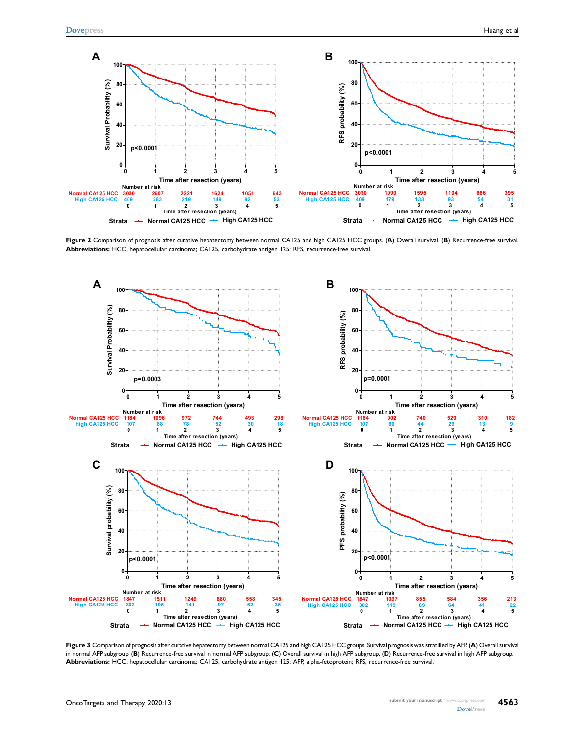**Figure 2** Comparison of prognosis after curative hepatectomy between normal CA125 and high CA125 HCC groups. (**A**) Overall survival. (**B**) Recurrence-free survival.
**Abbreviations:** HCC, hepatocellular carcinoma; CA125, carbohydrate antigen 125; RFS, recurrence-free survival.

**Figure 3** Comparison of prognosis after curative hepatectomy between normal CA125 and high CA125 HCC groups. Survival prognosis was stratified by AFP. (**A**) Overall survival in normal AFP subgroup. (**B**) Recurrence-free survival in normal AFP subgroup. (**C**) Overall survival in high AFP subgroup. (**D**) Recurrence-free survival in high AFP subgroup.
**Abbreviations:** HCC, hepatocellular carcinoma; CA125, carbohydrate antigen 125; AFP, alpha-fetoprotein; RFS, recurrence-free survival.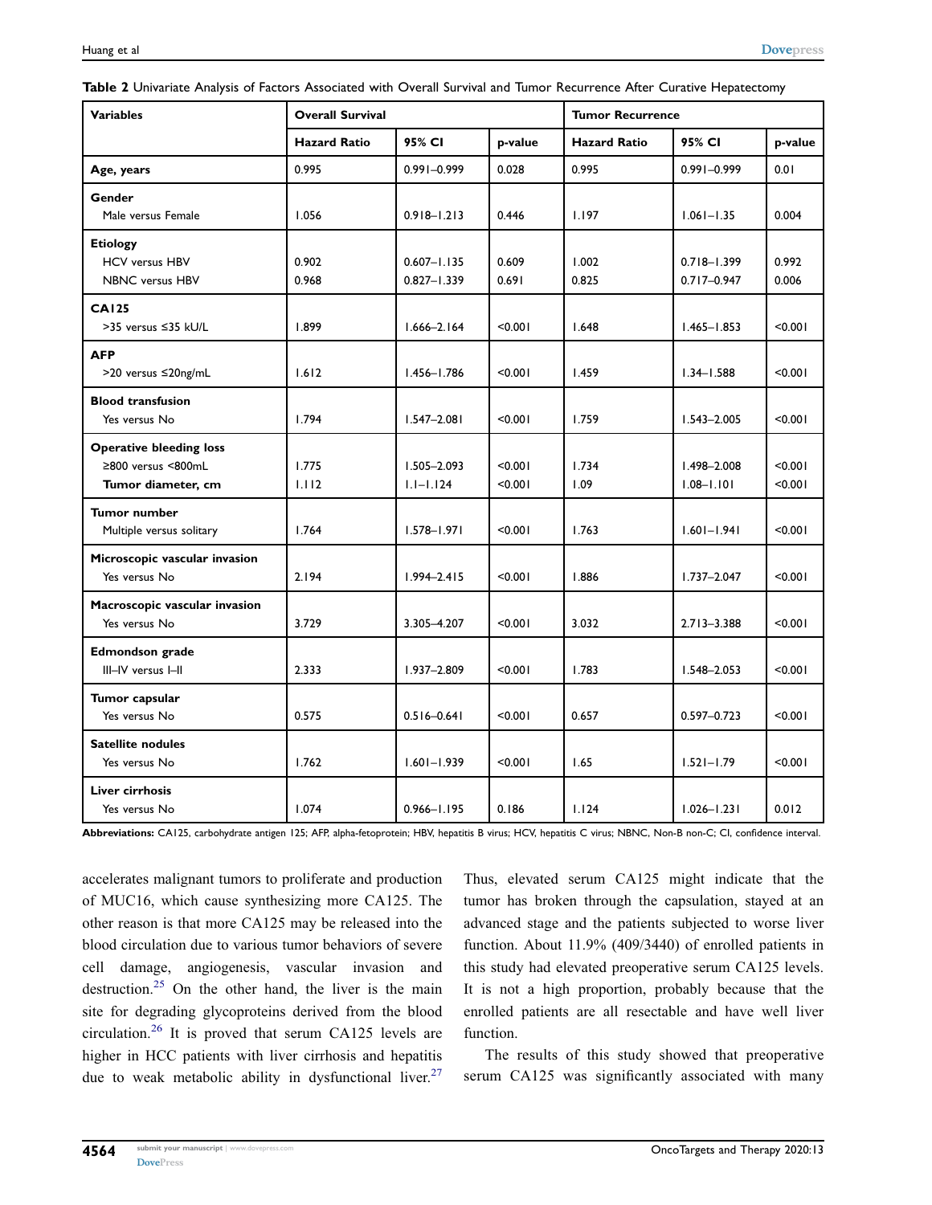**Table 2** Univariate Analysis of Factors Associated with Overall Survival and Tumor Recurrence After Curative Hepatectomy

| Variables | Overall Survival | | | Tumor Recurrence | | |
|---|---|---|---|---|---|---|
| | Hazard Ratio | 95% CI | p-value | Hazard Ratio | 95% CI | p-value |
| **Age, years** | 0.995 | 0.991–0.999 | 0.028 | 0.995 | 0.991–0.999 | 0.01 |
| **Gender** | | | | | | |
| Male versus Female | 1.056 | 0.918–1.213 | 0.446 | 1.197 | 1.061–1.35 | 0.004 |
| **Etiology** | | | | | | |
| HCV versus HBV | 0.902 | 0.607–1.135 | 0.609 | 1.002 | 0.718–1.399 | 0.992 |
| NBNC versus HBV | 0.968 | 0.827–1.339 | 0.691 | 0.825 | 0.717–0.947 | 0.006 |
| **CA125** | | | | | | |
| >35 versus ≤35 kU/L | 1.899 | 1.666–2.164 | <0.001 | 1.648 | 1.465–1.853 | <0.001 |
| **AFP** | | | | | | |
| >20 versus ≤20ng/mL | 1.612 | 1.456–1.786 | <0.001 | 1.459 | 1.34–1.588 | <0.001 |
| **Blood transfusion** | | | | | | |
| Yes versus No | 1.794 | 1.547–2.081 | <0.001 | 1.759 | 1.543–2.005 | <0.001 |
| **Operative bleeding loss** | | | | | | |
| ≥800 versus <800mL | 1.775 | 1.505–2.093 | <0.001 | 1.734 | 1.498–2.008 | <0.001 |
| **Tumor diameter, cm** | 1.112 | 1.1–1.124 | <0.001 | 1.09 | 1.08–1.101 | <0.001 |
| **Tumor number** | | | | | | |
| Multiple versus solitary | 1.764 | 1.578–1.971 | <0.001 | 1.763 | 1.601–1.941 | <0.001 |
| **Microscopic vascular invasion** | | | | | | |
| Yes versus No | 2.194 | 1.994–2.415 | <0.001 | 1.886 | 1.737–2.047 | <0.001 |
| **Macroscopic vascular invasion** | | | | | | |
| Yes versus No | 3.729 | 3.305–4.207 | <0.001 | 3.032 | 2.713–3.388 | <0.001 |
| **Edmondson grade** | | | | | | |
| III–IV versus I–II | 2.333 | 1.937–2.809 | <0.001 | 1.783 | 1.548–2.053 | <0.001 |
| **Tumor capsular** | | | | | | |
| Yes versus No | 0.575 | 0.516–0.641 | <0.001 | 0.657 | 0.597–0.723 | <0.001 |
| **Satellite nodules** | | | | | | |
| Yes versus No | 1.762 | 1.601–1.939 | <0.001 | 1.65 | 1.521–1.79 | <0.001 |
| **Liver cirrhosis** | | | | | | |
| Yes versus No | 1.074 | 0.966–1.195 | 0.186 | 1.124 | 1.026–1.231 | 0.012 |

**Abbreviations:** CA125, carbohydrate antigen 125; AFP, alpha-fetoprotein; HBV, hepatitis B virus; HCV, hepatitis C virus; NBNC, Non-B non-C; CI, confidence interval.

accelerates malignant tumors to proliferate and production of MUC16, which cause synthesizing more CA125. The other reason is that more CA125 may be released into the blood circulation due to various tumor behaviors of severe cell damage, angiogenesis, vascular invasion and destruction.[25] On the other hand, the liver is the main site for degrading glycoproteins derived from the blood circulation.[26] It is proved that serum CA125 levels are higher in HCC patients with liver cirrhosis and hepatitis due to weak metabolic ability in dysfunctional liver.[27] Thus, elevated serum CA125 might indicate that the tumor has broken through the capsulation, stayed at an advanced stage and the patients subjected to worse liver function. About 11.9% (409/3440) of enrolled patients in this study had elevated preoperative serum CA125 levels. It is not a high proportion, probably because that the enrolled patients are all resectable and have well liver function.

The results of this study showed that preoperative serum CA125 was significantly associated with many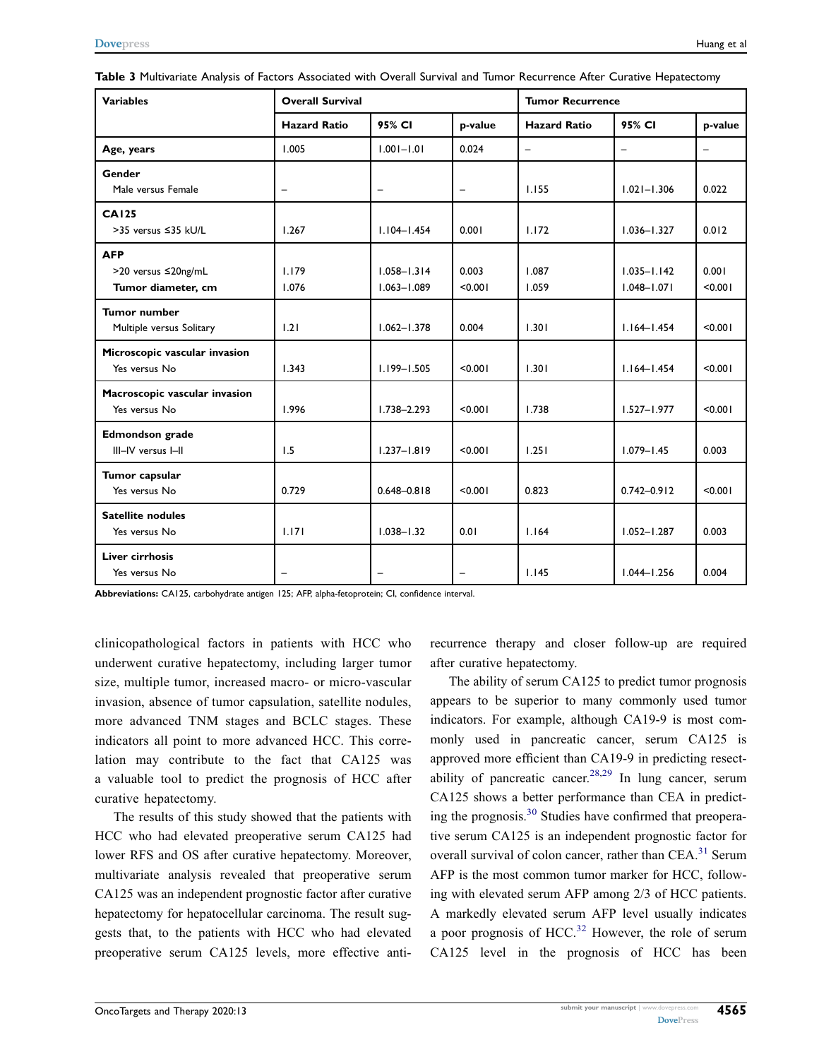**Table 3** Multivariate Analysis of Factors Associated with Overall Survival and Tumor Recurrence After Curative Hepatectomy

| Variables | Overall Survival | | | Tumor Recurrence | | |
|---|---|---|---|---|---|---|
| | Hazard Ratio | 95% CI | p-value | Hazard Ratio | 95% CI | p-value |
| **Age, years** | 1.005 | 1.001–1.01 | 0.024 | – | – | – |
| **Gender** | | | | | | |
| Male versus Female | – | – | – | 1.155 | 1.021–1.306 | 0.022 |
| **CA125** | | | | | | |
| >35 versus ≤35 kU/L | 1.267 | 1.104–1.454 | 0.001 | 1.172 | 1.036–1.327 | 0.012 |
| **AFP** | | | | | | |
| >20 versus ≤20ng/mL | 1.179 | 1.058–1.314 | 0.003 | 1.087 | 1.035–1.142 | 0.001 |
| **Tumor diameter, cm** | 1.076 | 1.063–1.089 | <0.001 | 1.059 | 1.048–1.071 | <0.001 |
| **Tumor number** | | | | | | |
| Multiple versus Solitary | 1.21 | 1.062–1.378 | 0.004 | 1.301 | 1.164–1.454 | <0.001 |
| **Microscopic vascular invasion** | | | | | | |
| Yes versus No | 1.343 | 1.199–1.505 | <0.001 | 1.301 | 1.164–1.454 | <0.001 |
| **Macroscopic vascular invasion** | | | | | | |
| Yes versus No | 1.996 | 1.738–2.293 | <0.001 | 1.738 | 1.527–1.977 | <0.001 |
| **Edmondson grade** | | | | | | |
| III–IV versus I–II | 1.5 | 1.237–1.819 | <0.001 | 1.251 | 1.079–1.45 | 0.003 |
| **Tumor capsular** | | | | | | |
| Yes versus No | 0.729 | 0.648–0.818 | <0.001 | 0.823 | 0.742–0.912 | <0.001 |
| **Satellite nodules** | | | | | | |
| Yes versus No | 1.171 | 1.038–1.32 | 0.01 | 1.164 | 1.052–1.287 | 0.003 |
| **Liver cirrhosis** | | | | | | |
| Yes versus No | – | – | – | 1.145 | 1.044–1.256 | 0.004 |

**Abbreviations:** CA125, carbohydrate antigen 125; AFP, alpha-fetoprotein; CI, confidence interval.

clinicopathological factors in patients with HCC who underwent curative hepatectomy, including larger tumor size, multiple tumor, increased macro- or micro-vascular invasion, absence of tumor capsulation, satellite nodules, more advanced TNM stages and BCLC stages. These indicators all point to more advanced HCC. This correlation may contribute to the fact that CA125 was a valuable tool to predict the prognosis of HCC after curative hepatectomy.

The results of this study showed that the patients with HCC who had elevated preoperative serum CA125 had lower RFS and OS after curative hepatectomy. Moreover, multivariate analysis revealed that preoperative serum CA125 was an independent prognostic factor after curative hepatectomy for hepatocellular carcinoma. The result suggests that, to the patients with HCC who had elevated preoperative serum CA125 levels, more effective anti-recurrence therapy and closer follow-up are required after curative hepatectomy.

The ability of serum CA125 to predict tumor prognosis appears to be superior to many commonly used tumor indicators. For example, although CA19-9 is most commonly used in pancreatic cancer, serum CA125 is approved more efficient than CA19-9 in predicting resectability of pancreatic cancer.[28,29] In lung cancer, serum CA125 shows a better performance than CEA in predicting the prognosis.[30] Studies have confirmed that preoperative serum CA125 is an independent prognostic factor for overall survival of colon cancer, rather than CEA.[31] Serum AFP is the most common tumor marker for HCC, following with elevated serum AFP among 2/3 of HCC patients. A markedly elevated serum AFP level usually indicates a poor prognosis of HCC.[32] However, the role of serum CA125 level in the prognosis of HCC has been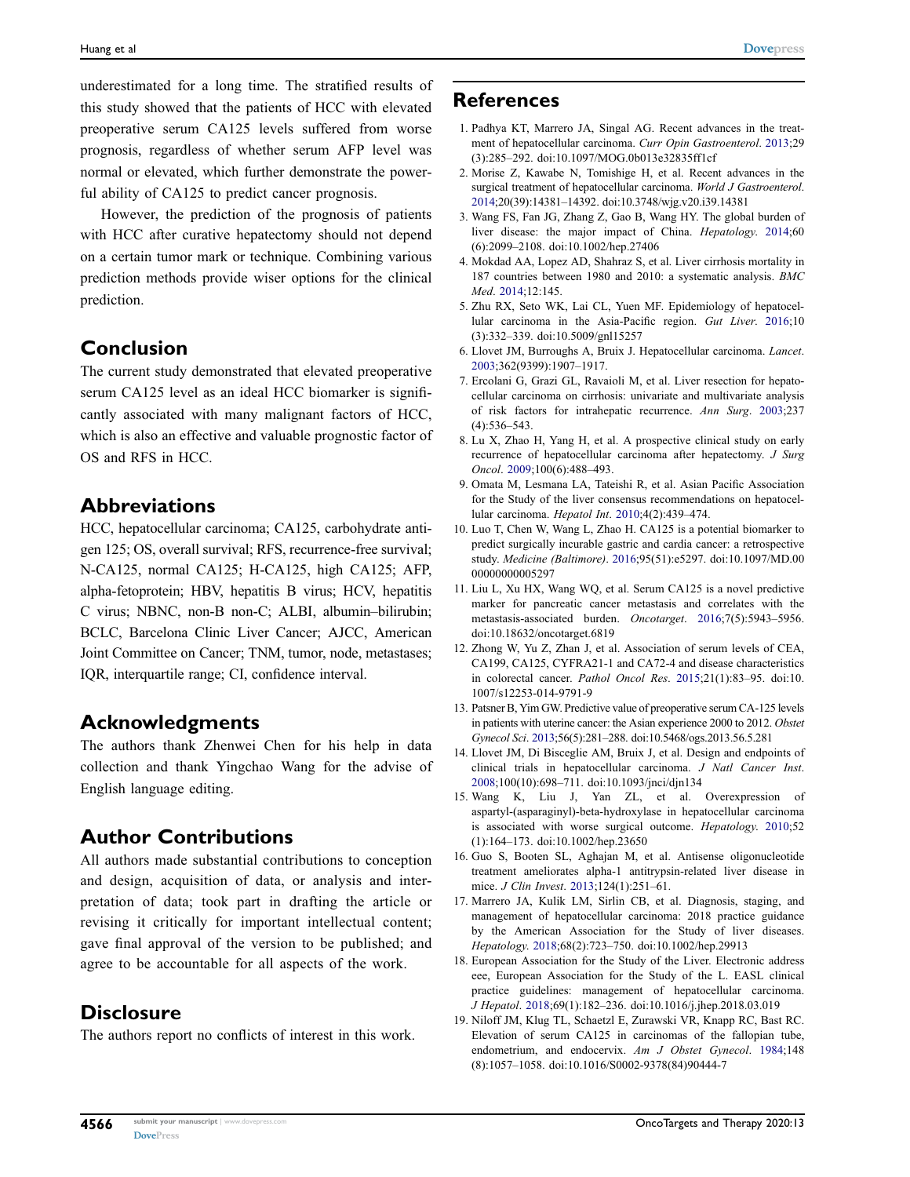underestimated for a long time. The stratified results of this study showed that the patients of HCC with elevated preoperative serum CA125 levels suffered from worse prognosis, regardless of whether serum AFP level was normal or elevated, which further demonstrate the powerful ability of CA125 to predict cancer prognosis.

However, the prediction of the prognosis of patients with HCC after curative hepatectomy should not depend on a certain tumor mark or technique. Combining various prediction methods provide wiser options for the clinical prediction.

## Conclusion

The current study demonstrated that elevated preoperative serum CA125 level as an ideal HCC biomarker is significantly associated with many malignant factors of HCC, which is also an effective and valuable prognostic factor of OS and RFS in HCC.

## Abbreviations

HCC, hepatocellular carcinoma; CA125, carbohydrate antigen 125; OS, overall survival; RFS, recurrence-free survival; N-CA125, normal CA125; H-CA125, high CA125; AFP, alpha-fetoprotein; HBV, hepatitis B virus; HCV, hepatitis C virus; NBNC, non-B non-C; ALBI, albumin–bilirubin; BCLC, Barcelona Clinic Liver Cancer; AJCC, American Joint Committee on Cancer; TNM, tumor, node, metastases; IQR, interquartile range; CI, confidence interval.

## Acknowledgments

The authors thank Zhenwei Chen for his help in data collection and thank Yingchao Wang for the advise of English language editing.

## Author Contributions

All authors made substantial contributions to conception and design, acquisition of data, or analysis and interpretation of data; took part in drafting the article or revising it critically for important intellectual content; gave final approval of the version to be published; and agree to be accountable for all aspects of the work.

## Disclosure

The authors report no conflicts of interest in this work.

## References

1. Padhya KT, Marrero JA, Singal AG. Recent advances in the treatment of hepatocellular carcinoma. *Curr Opin Gastroenterol*. 2013;29(3):285–292. doi:10.1097/MOG.0b013e32835ff1cf
2. Morise Z, Kawabe N, Tomishige H, et al. Recent advances in the surgical treatment of hepatocellular carcinoma. *World J Gastroenterol*. 2014;20(39):14381–14392. doi:10.3748/wjg.v20.i39.14381
3. Wang FS, Fan JG, Zhang Z, Gao B, Wang HY. The global burden of liver disease: the major impact of China. *Hepatology*. 2014;60(6):2099–2108. doi:10.1002/hep.27406
4. Mokdad AA, Lopez AD, Shahraz S, et al. Liver cirrhosis mortality in 187 countries between 1980 and 2010: a systematic analysis. *BMC Med*. 2014;12:145.
5. Zhu RX, Seto WK, Lai CL, Yuen MF. Epidemiology of hepatocellular carcinoma in the Asia-Pacific region. *Gut Liver*. 2016;10(3):332–339. doi:10.5009/gnl15257
6. Llovet JM, Burroughs A, Bruix J. Hepatocellular carcinoma. *Lancet*. 2003;362(9399):1907–1917.
7. Ercolani G, Grazi GL, Ravaioli M, et al. Liver resection for hepatocellular carcinoma on cirrhosis: univariate and multivariate analysis of risk factors for intrahepatic recurrence. *Ann Surg*. 2003;237(4):536–543.
8. Lu X, Zhao H, Yang H, et al. A prospective clinical study on early recurrence of hepatocellular carcinoma after hepatectomy. *J Surg Oncol*. 2009;100(6):488–493.
9. Omata M, Lesmana LA, Tateishi R, et al. Asian Pacific Association for the Study of the liver consensus recommendations on hepatocellular carcinoma. *Hepatol Int*. 2010;4(2):439–474.
10. Luo T, Chen W, Wang L, Zhao H. CA125 is a potential biomarker to predict surgically incurable gastric and cardia cancer: a retrospective study. *Medicine (Baltimore)*. 2016;95(51):e5297. doi:10.1097/MD.0000000000005297
11. Liu L, Xu HX, Wang WQ, et al. Serum CA125 is a novel predictive marker for pancreatic cancer metastasis and correlates with the metastasis-associated burden. *Oncotarget*. 2016;7(5):5943–5956. doi:10.18632/oncotarget.6819
12. Zhong W, Yu Z, Zhan J, et al. Association of serum levels of CEA, CA199, CA125, CYFRA21-1 and CA72-4 and disease characteristics in colorectal cancer. *Pathol Oncol Res*. 2015;21(1):83–95. doi:10.1007/s12253-014-9791-9
13. Patsner B, Yim GW. Predictive value of preoperative serum CA-125 levels in patients with uterine cancer: the Asian experience 2000 to 2012. *Obstet Gynecol Sci*. 2013;56(5):281–288. doi:10.5468/ogs.2013.56.5.281
14. Llovet JM, Di Bisceglie AM, Bruix J, et al. Design and endpoints of clinical trials in hepatocellular carcinoma. *J Natl Cancer Inst*. 2008;100(10):698–711. doi:10.1093/jnci/djn134
15. Wang K, Liu J, Yan ZL, et al. Overexpression of aspartyl-(asparaginyl)-beta-hydroxylase in hepatocellular carcinoma is associated with worse surgical outcome. *Hepatology*. 2010;52(1):164–173. doi:10.1002/hep.23650
16. Guo S, Booten SL, Aghajan M, et al. Antisense oligonucleotide treatment ameliorates alpha-1 antitrypsin-related liver disease in mice. *J Clin Invest*. 2013;124(1):251–61.
17. Marrero JA, Kulik LM, Sirlin CB, et al. Diagnosis, staging, and management of hepatocellular carcinoma: 2018 practice guidance by the American Association for the Study of liver diseases. *Hepatology*. 2018;68(2):723–750. doi:10.1002/hep.29913
18. European Association for the Study of the Liver. Electronic address eee, European Association for the Study of the L. EASL clinical practice guidelines: management of hepatocellular carcinoma. *J Hepatol*. 2018;69(1):182–236. doi:10.1016/j.jhep.2018.03.019
19. Niloff JM, Klug TL, Schaetzl E, Zurawski VR, Knapp RC, Bast RC. Elevation of serum CA125 in carcinomas of the fallopian tube, endometrium, and endocervix. *Am J Obstet Gynecol*. 1984;148(8):1057–1058. doi:10.1016/S0002-9378(84)90444-7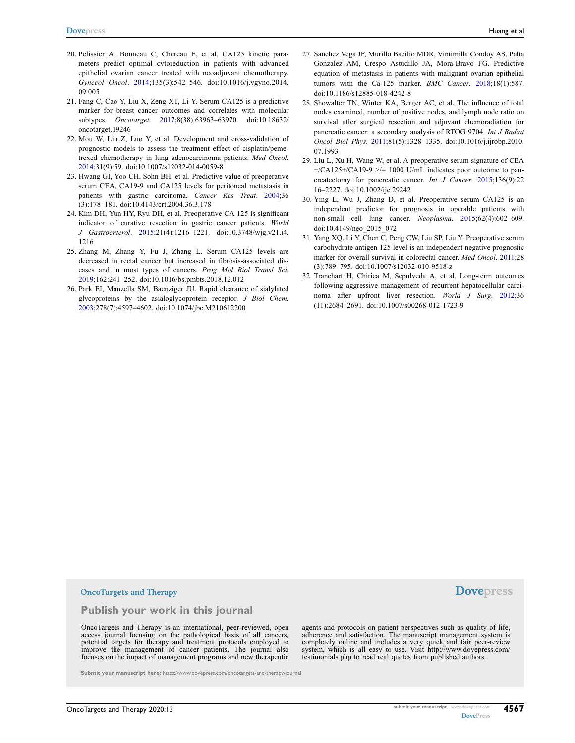20. Pelissier A, Bonneau C, Chereau E, et al. CA125 kinetic parameters predict optimal cytoreduction in patients with advanced epithelial ovarian cancer treated with neoadjuvant chemotherapy. *Gynecol Oncol*. 2014;135(3):542–546. doi:10.1016/j.ygyno.2014.09.005
21. Fang C, Cao Y, Liu X, Zeng XT, Li Y. Serum CA125 is a predictive marker for breast cancer outcomes and correlates with molecular subtypes. *Oncotarget*. 2017;8(38):63963–63970. doi:10.18632/oncotarget.19246
22. Mou W, Liu Z, Luo Y, et al. Development and cross-validation of prognostic models to assess the treatment effect of cisplatin/pemetrexed chemotherapy in lung adenocarcinoma patients. *Med Oncol*. 2014;31(9):59. doi:10.1007/s12032-014-0059-8
23. Hwang GI, Yoo CH, Sohn BH, et al. Predictive value of preoperative serum CEA, CA19-9 and CA125 levels for peritoneal metastasis in patients with gastric carcinoma. *Cancer Res Treat*. 2004;36(3):178–181. doi:10.4143/crt.2004.36.3.178
24. Kim DH, Yun HY, Ryu DH, et al. Preoperative CA 125 is significant indicator of curative resection in gastric cancer patients. *World J Gastroenterol*. 2015;21(4):1216–1221. doi:10.3748/wjg.v21.i4.1216
25. Zhang M, Zhang Y, Fu J, Zhang L. Serum CA125 levels are decreased in rectal cancer but increased in fibrosis-associated diseases and in most types of cancers. *Prog Mol Biol Transl Sci*. 2019;162:241–252. doi:10.1016/bs.pmbts.2018.12.012
26. Park EI, Manzella SM, Baenziger JU. Rapid clearance of sialylated glycoproteins by the asialoglycoprotein receptor. *J Biol Chem*. 2003;278(7):4597–4602. doi:10.1074/jbc.M210612200
27. Sanchez Vega JF, Murillo Bacilio MDR, Vintimilla Condoy AS, Palta Gonzalez AM, Crespo Astudillo JA, Mora-Bravo FG. Predictive equation of metastasis in patients with malignant ovarian epithelial tumors with the Ca-125 marker. *BMC Cancer*. 2018;18(1):587. doi:10.1186/s12885-018-4242-8
28. Showalter TN, Winter KA, Berger AC, et al. The influence of total nodes examined, number of positive nodes, and lymph node ratio on survival after surgical resection and adjuvant chemoradiation for pancreatic cancer: a secondary analysis of RTOG 9704. *Int J Radiat Oncol Biol Phys*. 2011;81(5):1328–1335. doi:10.1016/j.ijrobp.2010.07.1993
29. Liu L, Xu H, Wang W, et al. A preoperative serum signature of CEA+/CA125+/CA19-9 >/= 1000 U/mL indicates poor outcome to pancreatectomy for pancreatic cancer. *Int J Cancer*. 2015;136(9):2216–2227. doi:10.1002/ijc.29242
30. Ying L, Wu J, Zhang D, et al. Preoperative serum CA125 is an independent predictor for prognosis in operable patients with non-small cell lung cancer. *Neoplasma*. 2015;62(4):602–609. doi:10.4149/neo_2015_072
31. Yang XQ, Li Y, Chen C, Peng CW, Liu SP, Liu Y. Preoperative serum carbohydrate antigen 125 level is an independent negative prognostic marker for overall survival in colorectal cancer. *Med Oncol*. 2011;28(3):789–795. doi:10.1007/s12032-010-9518-z
32. Tranchart H, Chirica M, Sepulveda A, et al. Long-term outcomes following aggressive management of recurrent hepatocellular carcinoma after upfront liver resection. *World J Surg*. 2012;36(11):2684–2691. doi:10.1007/s00268-012-1723-9

**OncoTargets and Therapy**

## Publish your work in this journal

OncoTargets and Therapy is an international, peer-reviewed, open access journal focusing on the pathological basis of all cancers, potential targets for therapy and treatment protocols employed to improve the management of cancer patients. The journal also focuses on the impact of management programs and new therapeutic agents and protocols on patient perspectives such as quality of life, adherence and satisfaction. The manuscript management system is completely online and includes a very quick and fair peer-review system, which is all easy to use. Visit http://www.dovepress.com/testimonials.php to read real quotes from published authors.

**Submit your manuscript here:** https://www.dovepress.com/oncotargets-and-therapy-journal